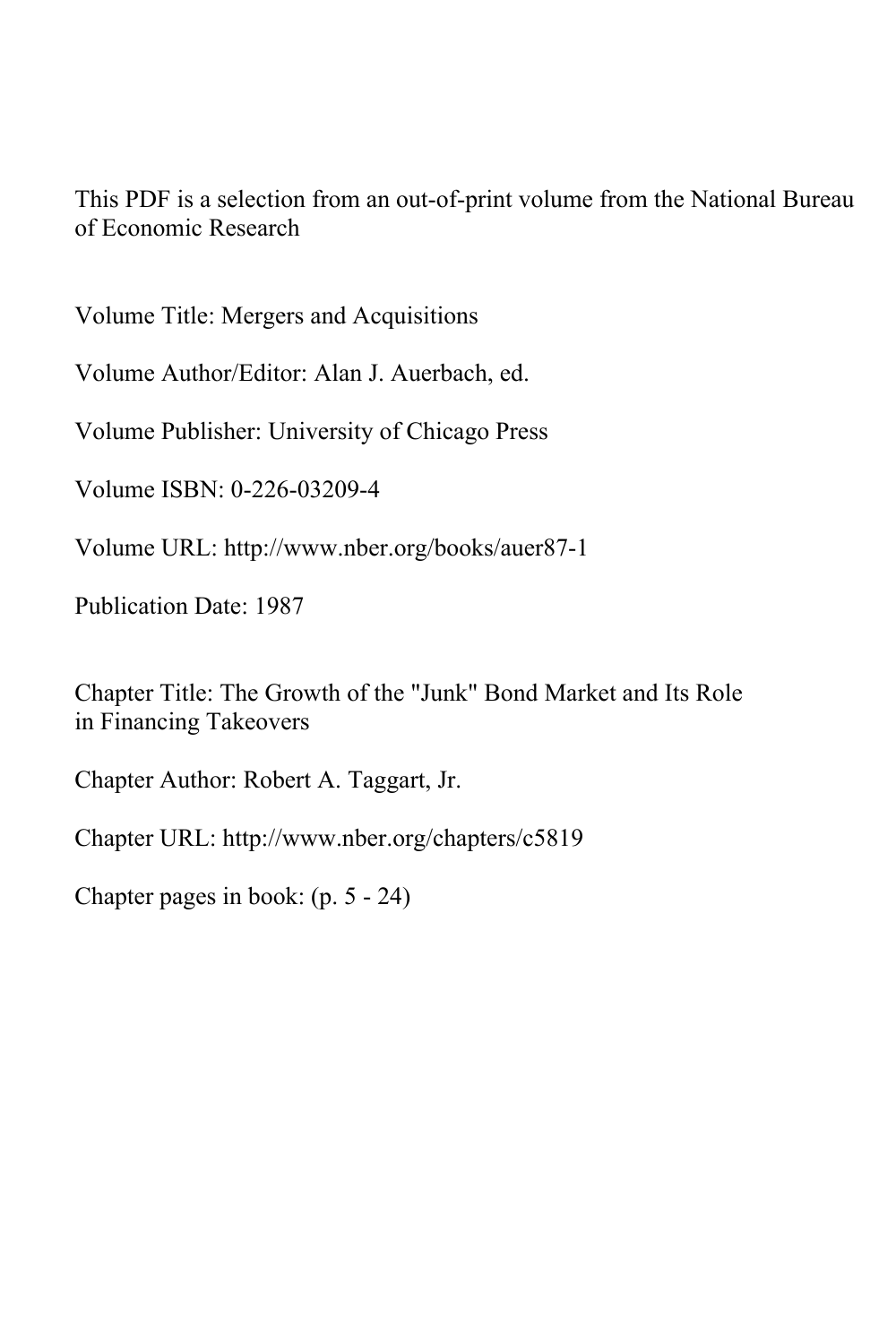This PDF is a selection from an out-of-print volume from the National Bureau of Economic Research

Volume Title: Mergers and Acquisitions

Volume Author/Editor: Alan J. Auerbach, ed.

Volume Publisher: University of Chicago Press

Volume ISBN: 0-226-03209-4

Volume URL: http://www.nber.org/books/auer87-1

Publication Date: 1987

Chapter Title: The Growth of the "Junk" Bond Market and Its Role in Financing Takeovers

Chapter Author: Robert A. Taggart, Jr.

Chapter URL: http://www.nber.org/chapters/c5819

Chapter pages in book: (p. 5 - 24)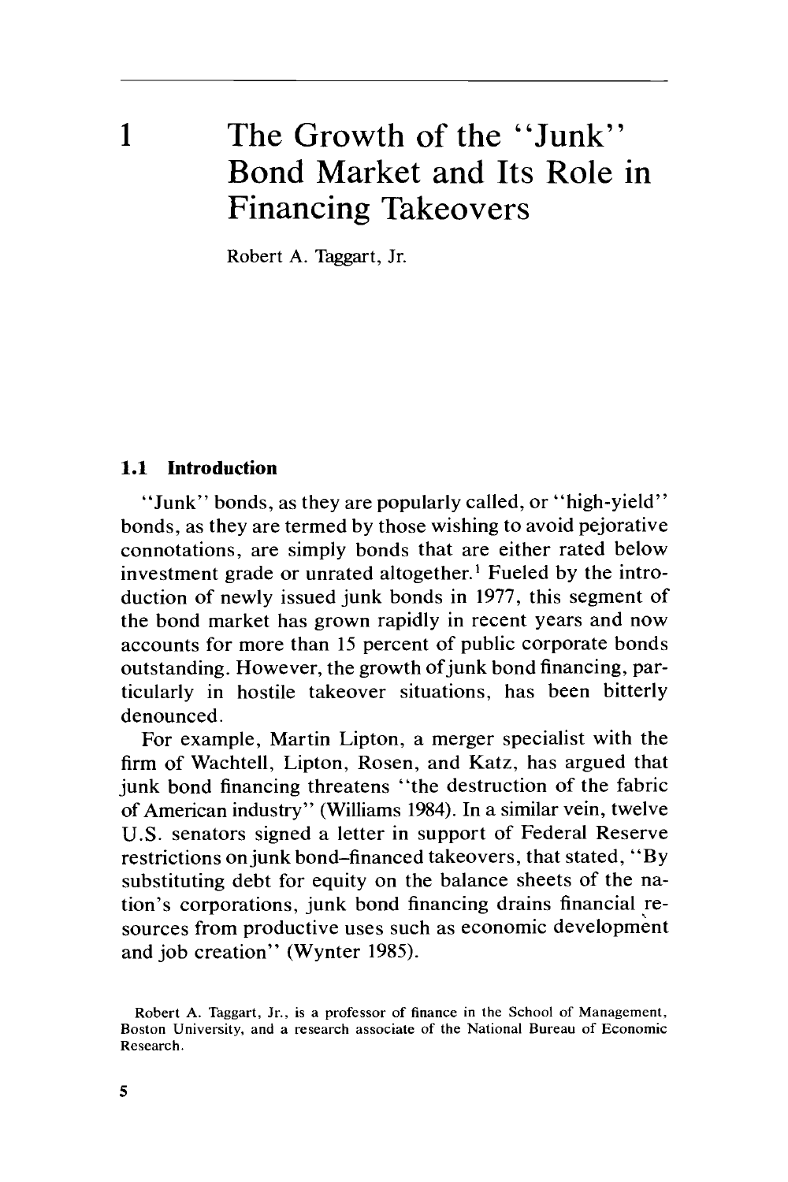# 1 The Growth of the "Junk" Bond Market and Its Role in Financing Takeovers

Robert A. Taggart, Jr.

## 1.1 Introduction

"Junk" bonds, as they are popularly called, or "high-yield" bonds, as they are termed by those wishing to avoid pejorative connotations, are simply bonds that are either rated below investment grade or unrated altogether.[1] Fueled by the introduction of newly issued junk bonds in 1977, this segment of the bond market has grown rapidly in recent years and now accounts for more than 15 percent of public corporate bonds outstanding. However, the growth of junk bond financing, particularly in hostile takeover situations, has been bitterly denounced.

For example, Martin Lipton, a merger specialist with the firm of Wachtell, Lipton, Rosen, and Katz, has argued that junk bond financing threatens "the destruction of the fabric of American industry" (Williams 1984). In a similar vein, twelve U.S. senators signed a letter in support of Federal Reserve restrictions on junk bond–financed takeovers, that stated, "By substituting debt for equity on the balance sheets of the nation's corporations, junk bond financing drains financial resources from productive uses such as economic development and job creation" (Wynter 1985).

Robert A. Taggart, Jr., is a professor of finance in the School of Management, Boston University, and a research associate of the National Bureau of Economic Research.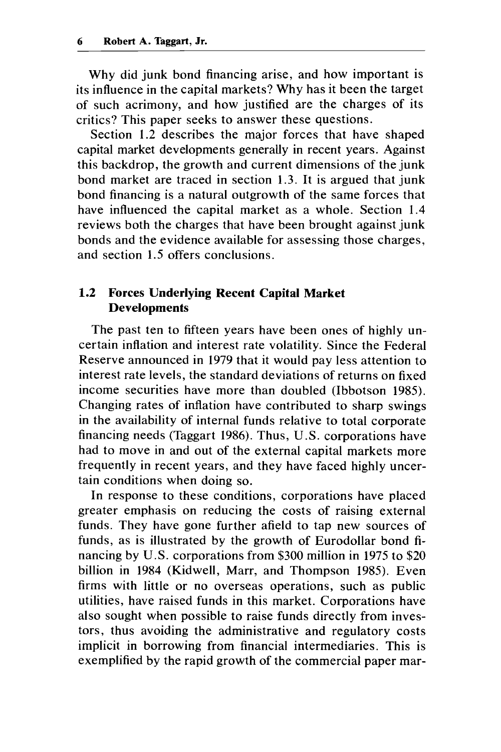Why did junk bond financing arise, and how important is its influence in the capital markets? Why has it been the target of such acrimony, and how justified are the charges of its critics? This paper seeks to answer these questions.

Section 1.2 describes the major forces that have shaped capital market developments generally in recent years. Against this backdrop, the growth and current dimensions of the junk bond market are traced in section 1.3. It is argued that junk bond financing is a natural outgrowth of the same forces that have influenced the capital market as a whole. Section 1.4 reviews both the charges that have been brought against junk bonds and the evidence available for assessing those charges, and section 1.5 offers conclusions.

## 1.2 Forces Underlying Recent Capital Market Developments

The past ten to fifteen years have been ones of highly uncertain inflation and interest rate volatility. Since the Federal Reserve announced in 1979 that it would pay less attention to interest rate levels, the standard deviations of returns on fixed income securities have more than doubled (Ibbotson 1985). Changing rates of inflation have contributed to sharp swings in the availability of internal funds relative to total corporate financing needs (Taggart 1986). Thus, U.S. corporations have had to move in and out of the external capital markets more frequently in recent years, and they have faced highly uncertain conditions when doing so.

In response to these conditions, corporations have placed greater emphasis on reducing the costs of raising external funds. They have gone further afield to tap new sources of funds, as is illustrated by the growth of Eurodollar bond financing by U.S. corporations from $300 million in 1975 to $20 billion in 1984 (Kidwell, Marr, and Thompson 1985). Even firms with little or no overseas operations, such as public utilities, have raised funds in this market. Corporations have also sought when possible to raise funds directly from investors, thus avoiding the administrative and regulatory costs implicit in borrowing from financial intermediaries. This is exemplified by the rapid growth of the commercial paper mar-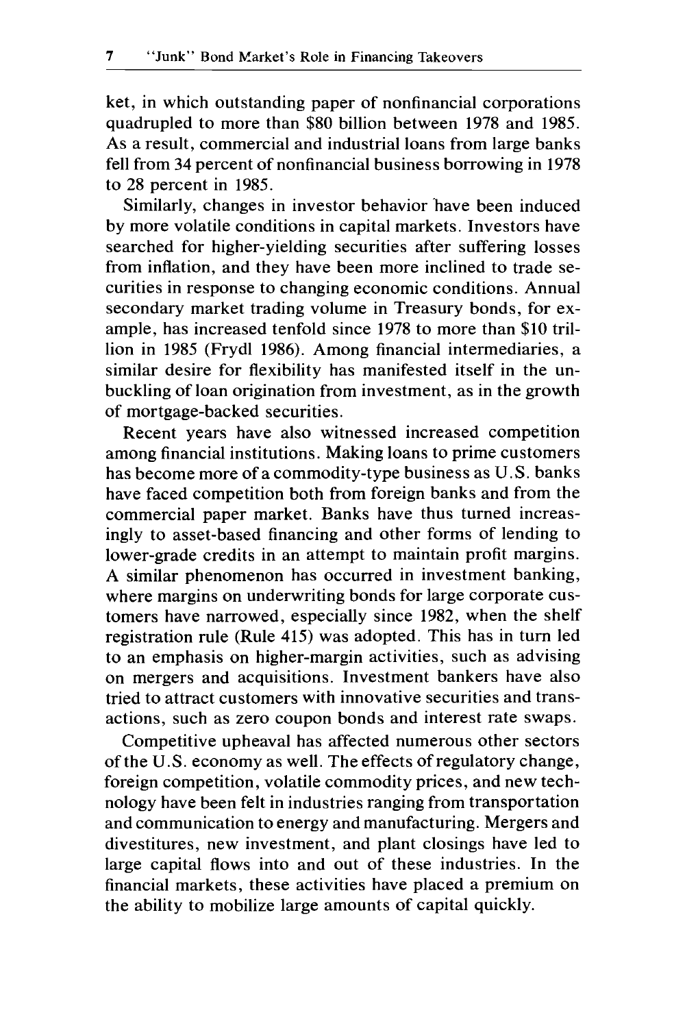ket, in which outstanding paper of nonfinancial corporations quadrupled to more than $80 billion between 1978 and 1985. As a result, commercial and industrial loans from large banks fell from 34 percent of nonfinancial business borrowing in 1978 to 28 percent in 1985.

Similarly, changes in investor behavior have been induced by more volatile conditions in capital markets. Investors have searched for higher-yielding securities after suffering losses from inflation, and they have been more inclined to trade securities in response to changing economic conditions. Annual secondary market trading volume in Treasury bonds, for example, has increased tenfold since 1978 to more than $10 trillion in 1985 (Frydl 1986). Among financial intermediaries, a similar desire for flexibility has manifested itself in the unbuckling of loan origination from investment, as in the growth of mortgage-backed securities.

Recent years have also witnessed increased competition among financial institutions. Making loans to prime customers has become more of a commodity-type business as U.S. banks have faced competition both from foreign banks and from the commercial paper market. Banks have thus turned increasingly to asset-based financing and other forms of lending to lower-grade credits in an attempt to maintain profit margins. A similar phenomenon has occurred in investment banking, where margins on underwriting bonds for large corporate customers have narrowed, especially since 1982, when the shelf registration rule (Rule 415) was adopted. This has in turn led to an emphasis on higher-margin activities, such as advising on mergers and acquisitions. Investment bankers have also tried to attract customers with innovative securities and transactions, such as zero coupon bonds and interest rate swaps.

Competitive upheaval has affected numerous other sectors of the U.S. economy as well. The effects of regulatory change, foreign competition, volatile commodity prices, and new technology have been felt in industries ranging from transportation and communication to energy and manufacturing. Mergers and divestitures, new investment, and plant closings have led to large capital flows into and out of these industries. In the financial markets, these activities have placed a premium on the ability to mobilize large amounts of capital quickly.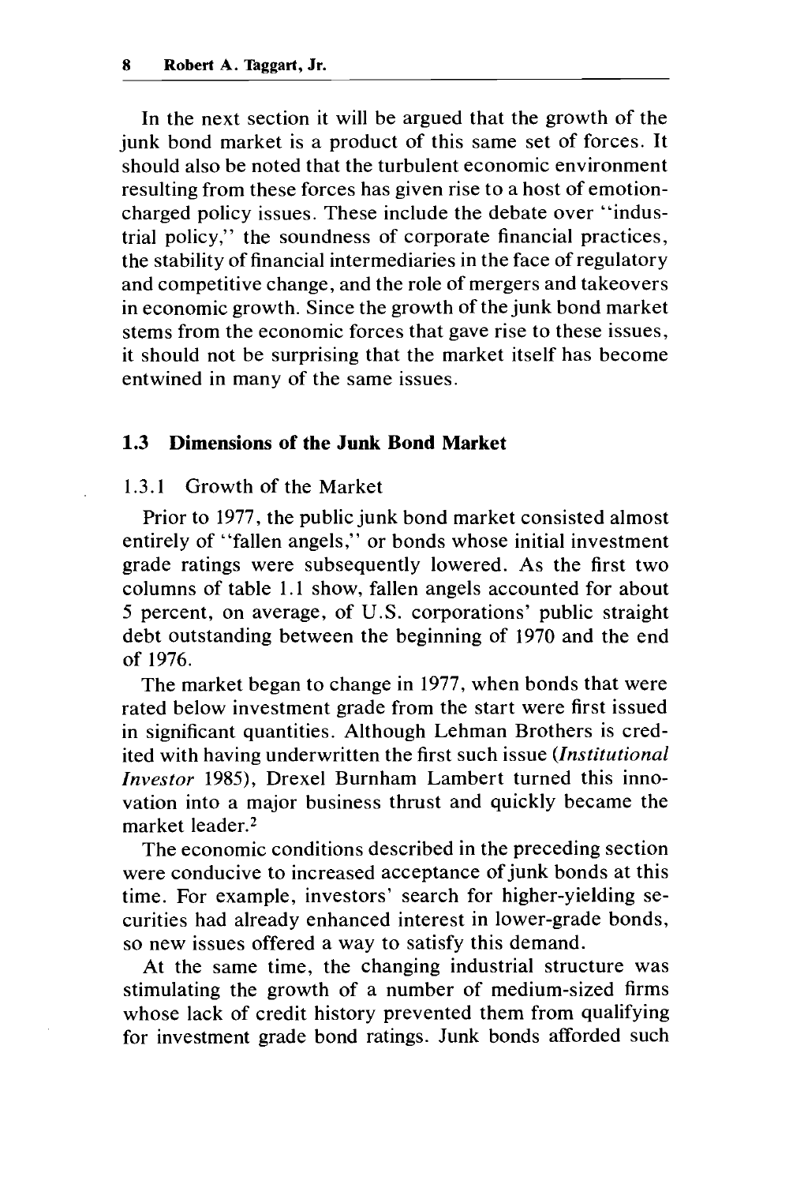In the next section it will be argued that the growth of the junk bond market is a product of this same set of forces. It should also be noted that the turbulent economic environment resulting from these forces has given rise to a host of emotion-charged policy issues. These include the debate over "industrial policy," the soundness of corporate financial practices, the stability of financial intermediaries in the face of regulatory and competitive change, and the role of mergers and takeovers in economic growth. Since the growth of the junk bond market stems from the economic forces that gave rise to these issues, it should not be surprising that the market itself has become entwined in many of the same issues.

## 1.3 Dimensions of the Junk Bond Market

### 1.3.1 Growth of the Market

Prior to 1977, the public junk bond market consisted almost entirely of "fallen angels," or bonds whose initial investment grade ratings were subsequently lowered. As the first two columns of table 1.1 show, fallen angels accounted for about 5 percent, on average, of U.S. corporations' public straight debt outstanding between the beginning of 1970 and the end of 1976.

The market began to change in 1977, when bonds that were rated below investment grade from the start were first issued in significant quantities. Although Lehman Brothers is credited with having underwritten the first such issue (*Institutional Investor* 1985), Drexel Burnham Lambert turned this innovation into a major business thrust and quickly became the market leader.[2]

The economic conditions described in the preceding section were conducive to increased acceptance of junk bonds at this time. For example, investors' search for higher-yielding securities had already enhanced interest in lower-grade bonds, so new issues offered a way to satisfy this demand.

At the same time, the changing industrial structure was stimulating the growth of a number of medium-sized firms whose lack of credit history prevented them from qualifying for investment grade bond ratings. Junk bonds afforded such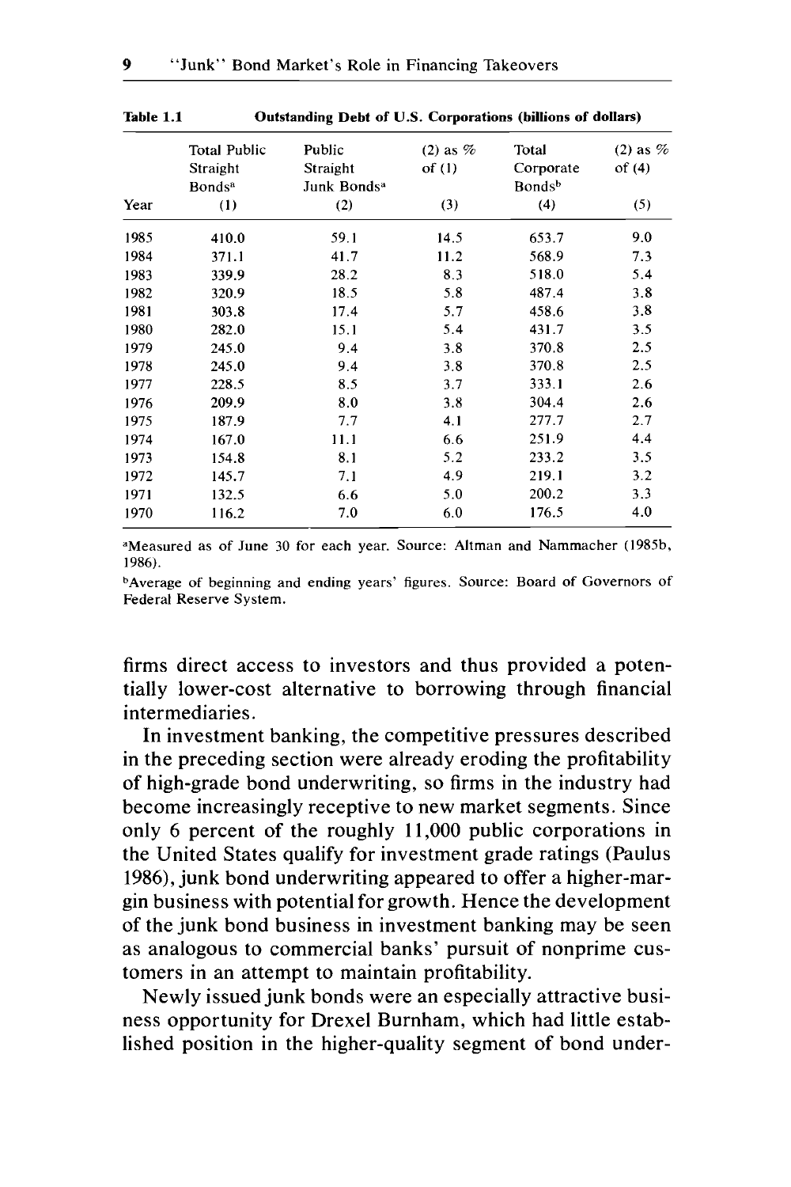**Table 1.1 Outstanding Debt of U.S. Corporations (billions of dollars)**

| Year | Total Public Straight Bonds[a] (1) | Public Straight Junk Bonds[a] (2) | (2) as % of (1) (3) | Total Corporate Bonds[b] (4) | (2) as % of (4) (5) |
|---|---|---|---|---|---|
| 1985 | 410.0 | 59.1 | 14.5 | 653.7 | 9.0 |
| 1984 | 371.1 | 41.7 | 11.2 | 568.9 | 7.3 |
| 1983 | 339.9 | 28.2 | 8.3 | 518.0 | 5.4 |
| 1982 | 320.9 | 18.5 | 5.8 | 487.4 | 3.8 |
| 1981 | 303.8 | 17.4 | 5.7 | 458.6 | 3.8 |
| 1980 | 282.0 | 15.1 | 5.4 | 431.7 | 3.5 |
| 1979 | 245.0 | 9.4 | 3.8 | 370.8 | 2.5 |
| 1978 | 245.0 | 9.4 | 3.8 | 370.8 | 2.5 |
| 1977 | 228.5 | 8.5 | 3.7 | 333.1 | 2.6 |
| 1976 | 209.9 | 8.0 | 3.8 | 304.4 | 2.6 |
| 1975 | 187.9 | 7.7 | 4.1 | 277.7 | 2.7 |
| 1974 | 167.0 | 11.1 | 6.6 | 251.9 | 4.4 |
| 1973 | 154.8 | 8.1 | 5.2 | 233.2 | 3.5 |
| 1972 | 145.7 | 7.1 | 4.9 | 219.1 | 3.2 |
| 1971 | 132.5 | 6.6 | 5.0 | 200.2 | 3.3 |
| 1970 | 116.2 | 7.0 | 6.0 | 176.5 | 4.0 |

[a]Measured as of June 30 for each year. Source: Altman and Nammacher (1985b, 1986).

[b]Average of beginning and ending years' figures. Source: Board of Governors of Federal Reserve System.

firms direct access to investors and thus provided a potentially lower-cost alternative to borrowing through financial intermediaries.

In investment banking, the competitive pressures described in the preceding section were already eroding the profitability of high-grade bond underwriting, so firms in the industry had become increasingly receptive to new market segments. Since only 6 percent of the roughly 11,000 public corporations in the United States qualify for investment grade ratings (Paulus 1986), junk bond underwriting appeared to offer a higher-margin business with potential for growth. Hence the development of the junk bond business in investment banking may be seen as analogous to commercial banks' pursuit of nonprime customers in an attempt to maintain profitability.

Newly issued junk bonds were an especially attractive business opportunity for Drexel Burnham, which had little established position in the higher-quality segment of bond under-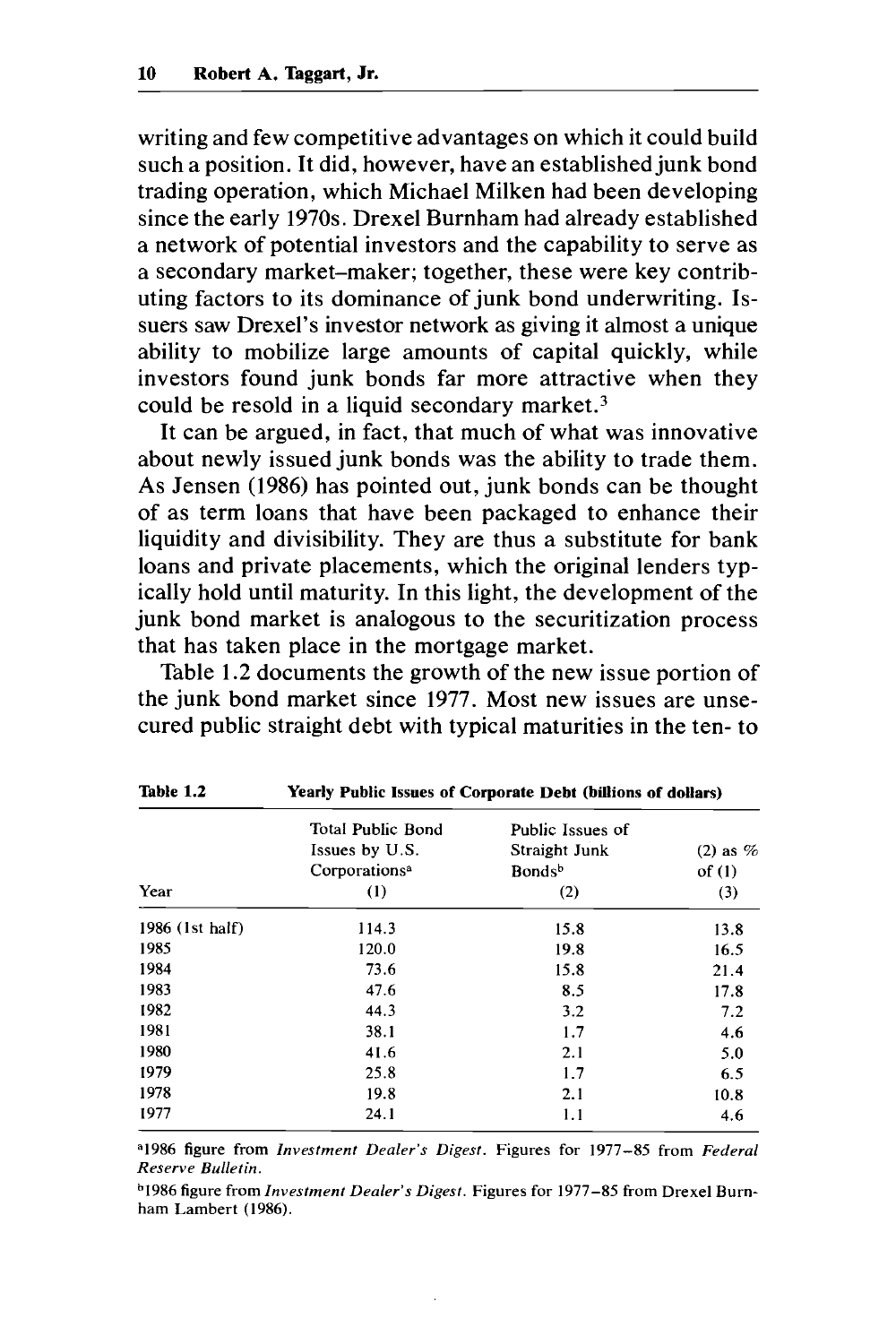writing and few competitive advantages on which it could build such a position. It did, however, have an established junk bond trading operation, which Michael Milken had been developing since the early 1970s. Drexel Burnham had already established a network of potential investors and the capability to serve as a secondary market–maker; together, these were key contributing factors to its dominance of junk bond underwriting. Issuers saw Drexel's investor network as giving it almost a unique ability to mobilize large amounts of capital quickly, while investors found junk bonds far more attractive when they could be resold in a liquid secondary market.[3]

It can be argued, in fact, that much of what was innovative about newly issued junk bonds was the ability to trade them. As Jensen (1986) has pointed out, junk bonds can be thought of as term loans that have been packaged to enhance their liquidity and divisibility. They are thus a substitute for bank loans and private placements, which the original lenders typically hold until maturity. In this light, the development of the junk bond market is analogous to the securitization process that has taken place in the mortgage market.

Table 1.2 documents the growth of the new issue portion of the junk bond market since 1977. Most new issues are unsecured public straight debt with typical maturities in the ten- to

**Table 1.2** Yearly Public Issues of Corporate Debt (billions of dollars)

| Year | Total Public Bond Issues by U.S. Corporations[a] (1) | Public Issues of Straight Junk Bonds[b] (2) | (2) as % of (1) (3) |
|---|---|---|---|
| 1986 (1st half) | 114.3 | 15.8 | 13.8 |
| 1985 | 120.0 | 19.8 | 16.5 |
| 1984 | 73.6 | 15.8 | 21.4 |
| 1983 | 47.6 | 8.5 | 17.8 |
| 1982 | 44.3 | 3.2 | 7.2 |
| 1981 | 38.1 | 1.7 | 4.6 |
| 1980 | 41.6 | 2.1 | 5.0 |
| 1979 | 25.8 | 1.7 | 6.5 |
| 1978 | 19.8 | 2.1 | 10.8 |
| 1977 | 24.1 | 1.1 | 4.6 |

[a]1986 figure from *Investment Dealer's Digest*. Figures for 1977–85 from *Federal Reserve Bulletin*.

[b]1986 figure from *Investment Dealer's Digest*. Figures for 1977–85 from Drexel Burnham Lambert (1986).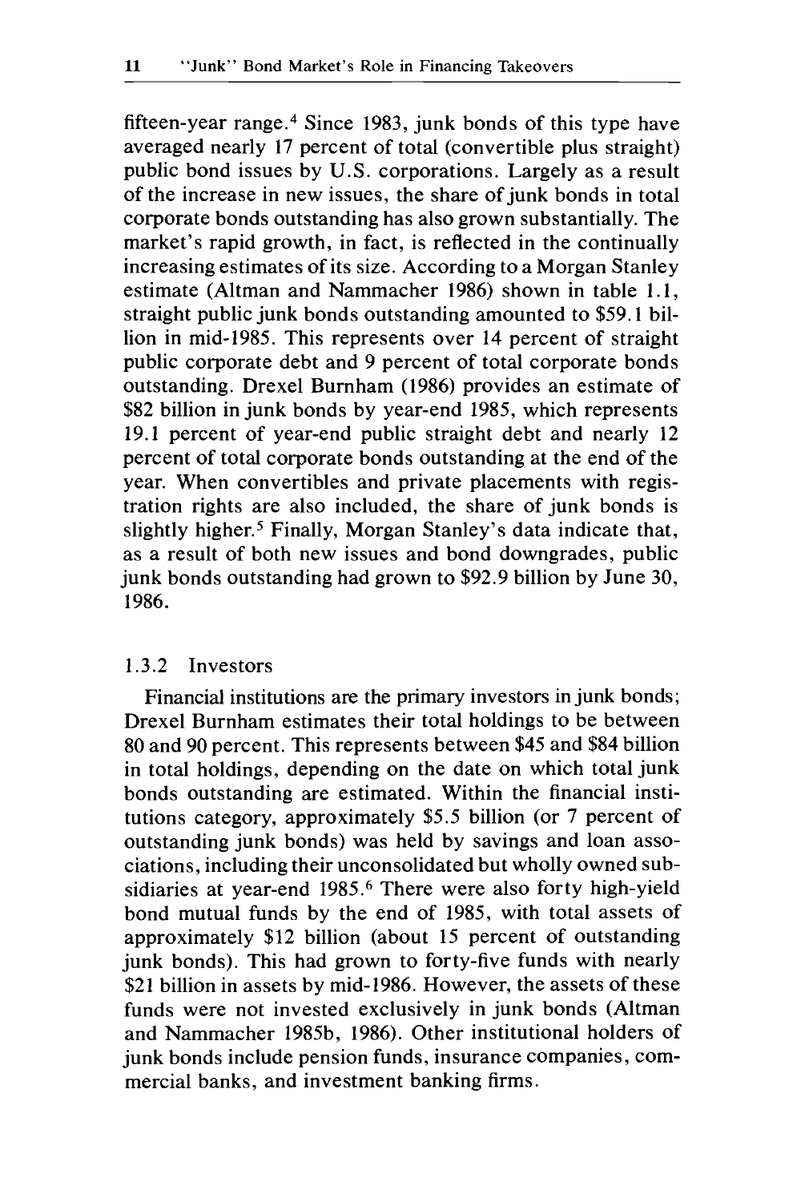fifteen-year range.[4] Since 1983, junk bonds of this type have averaged nearly 17 percent of total (convertible plus straight) public bond issues by U.S. corporations. Largely as a result of the increase in new issues, the share of junk bonds in total corporate bonds outstanding has also grown substantially. The market's rapid growth, in fact, is reflected in the continually increasing estimates of its size. According to a Morgan Stanley estimate (Altman and Nammacher 1986) shown in table 1.1, straight public junk bonds outstanding amounted to $59.1 billion in mid-1985. This represents over 14 percent of straight public corporate debt and 9 percent of total corporate bonds outstanding. Drexel Burnham (1986) provides an estimate of $82 billion in junk bonds by year-end 1985, which represents 19.1 percent of year-end public straight debt and nearly 12 percent of total corporate bonds outstanding at the end of the year. When convertibles and private placements with registration rights are also included, the share of junk bonds is slightly higher.[5] Finally, Morgan Stanley's data indicate that, as a result of both new issues and bond downgrades, public junk bonds outstanding had grown to $92.9 billion by June 30, 1986.

### 1.3.2 Investors

Financial institutions are the primary investors in junk bonds; Drexel Burnham estimates their total holdings to be between 80 and 90 percent. This represents between $45 and $84 billion in total holdings, depending on the date on which total junk bonds outstanding are estimated. Within the financial institutions category, approximately $5.5 billion (or 7 percent of outstanding junk bonds) was held by savings and loan associations, including their unconsolidated but wholly owned subsidiaries at year-end 1985.[6] There were also forty high-yield bond mutual funds by the end of 1985, with total assets of approximately $12 billion (about 15 percent of outstanding junk bonds). This had grown to forty-five funds with nearly $21 billion in assets by mid-1986. However, the assets of these funds were not invested exclusively in junk bonds (Altman and Nammacher 1985b, 1986). Other institutional holders of junk bonds include pension funds, insurance companies, commercial banks, and investment banking firms.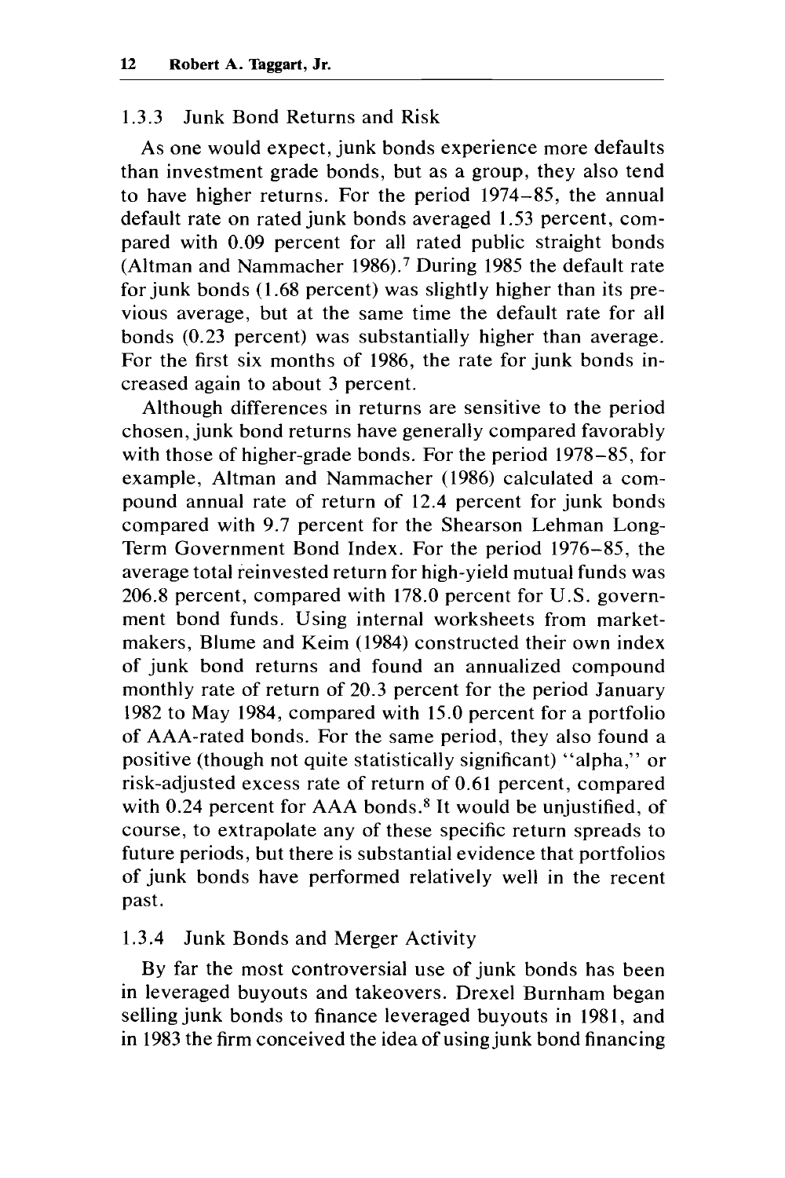### 1.3.3 Junk Bond Returns and Risk

As one would expect, junk bonds experience more defaults than investment grade bonds, but as a group, they also tend to have higher returns. For the period 1974–85, the annual default rate on rated junk bonds averaged 1.53 percent, compared with 0.09 percent for all rated public straight bonds (Altman and Nammacher 1986).[7] During 1985 the default rate for junk bonds (1.68 percent) was slightly higher than its previous average, but at the same time the default rate for all bonds (0.23 percent) was substantially higher than average. For the first six months of 1986, the rate for junk bonds increased again to about 3 percent.

Although differences in returns are sensitive to the period chosen, junk bond returns have generally compared favorably with those of higher-grade bonds. For the period 1978–85, for example, Altman and Nammacher (1986) calculated a compound annual rate of return of 12.4 percent for junk bonds compared with 9.7 percent for the Shearson Lehman Long-Term Government Bond Index. For the period 1976–85, the average total reinvested return for high-yield mutual funds was 206.8 percent, compared with 178.0 percent for U.S. government bond funds. Using internal worksheets from market-makers, Blume and Keim (1984) constructed their own index of junk bond returns and found an annualized compound monthly rate of return of 20.3 percent for the period January 1982 to May 1984, compared with 15.0 percent for a portfolio of AAA-rated bonds. For the same period, they also found a positive (though not quite statistically significant) "alpha," or risk-adjusted excess rate of return of 0.61 percent, compared with 0.24 percent for AAA bonds.[8] It would be unjustified, of course, to extrapolate any of these specific return spreads to future periods, but there is substantial evidence that portfolios of junk bonds have performed relatively well in the recent past.

### 1.3.4 Junk Bonds and Merger Activity

By far the most controversial use of junk bonds has been in leveraged buyouts and takeovers. Drexel Burnham began selling junk bonds to finance leveraged buyouts in 1981, and in 1983 the firm conceived the idea of using junk bond financing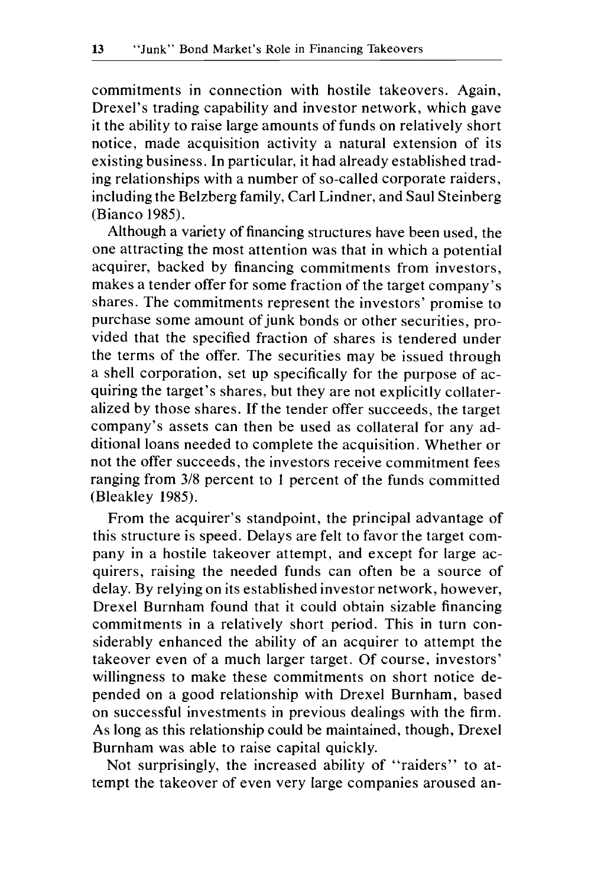commitments in connection with hostile takeovers. Again, Drexel's trading capability and investor network, which gave it the ability to raise large amounts of funds on relatively short notice, made acquisition activity a natural extension of its existing business. In particular, it had already established trading relationships with a number of so-called corporate raiders, including the Belzberg family, Carl Lindner, and Saul Steinberg (Bianco 1985).

Although a variety of financing structures have been used, the one attracting the most attention was that in which a potential acquirer, backed by financing commitments from investors, makes a tender offer for some fraction of the target company's shares. The commitments represent the investors' promise to purchase some amount of junk bonds or other securities, provided that the specified fraction of shares is tendered under the terms of the offer. The securities may be issued through a shell corporation, set up specifically for the purpose of acquiring the target's shares, but they are not explicitly collateralized by those shares. If the tender offer succeeds, the target company's assets can then be used as collateral for any additional loans needed to complete the acquisition. Whether or not the offer succeeds, the investors receive commitment fees ranging from 3/8 percent to 1 percent of the funds committed (Bleakley 1985).

From the acquirer's standpoint, the principal advantage of this structure is speed. Delays are felt to favor the target company in a hostile takeover attempt, and except for large acquirers, raising the needed funds can often be a source of delay. By relying on its established investor network, however, Drexel Burnham found that it could obtain sizable financing commitments in a relatively short period. This in turn considerably enhanced the ability of an acquirer to attempt the takeover even of a much larger target. Of course, investors' willingness to make these commitments on short notice depended on a good relationship with Drexel Burnham, based on successful investments in previous dealings with the firm. As long as this relationship could be maintained, though, Drexel Burnham was able to raise capital quickly.

Not surprisingly, the increased ability of "raiders" to attempt the takeover of even very large companies aroused an-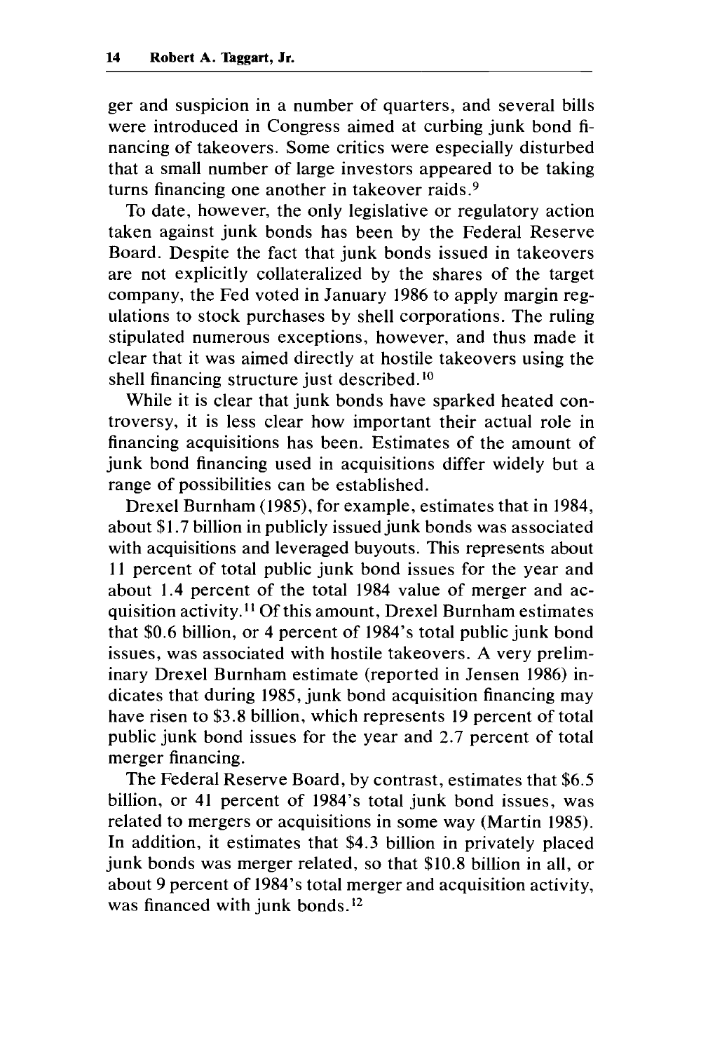ger and suspicion in a number of quarters, and several bills were introduced in Congress aimed at curbing junk bond financing of takeovers. Some critics were especially disturbed that a small number of large investors appeared to be taking turns financing one another in takeover raids.[9]

To date, however, the only legislative or regulatory action taken against junk bonds has been by the Federal Reserve Board. Despite the fact that junk bonds issued in takeovers are not explicitly collateralized by the shares of the target company, the Fed voted in January 1986 to apply margin regulations to stock purchases by shell corporations. The ruling stipulated numerous exceptions, however, and thus made it clear that it was aimed directly at hostile takeovers using the shell financing structure just described.[10]

While it is clear that junk bonds have sparked heated controversy, it is less clear how important their actual role in financing acquisitions has been. Estimates of the amount of junk bond financing used in acquisitions differ widely but a range of possibilities can be established.

Drexel Burnham (1985), for example, estimates that in 1984, about $1.7 billion in publicly issued junk bonds was associated with acquisitions and leveraged buyouts. This represents about 11 percent of total public junk bond issues for the year and about 1.4 percent of the total 1984 value of merger and acquisition activity.[11] Of this amount, Drexel Burnham estimates that $0.6 billion, or 4 percent of 1984's total public junk bond issues, was associated with hostile takeovers. A very preliminary Drexel Burnham estimate (reported in Jensen 1986) indicates that during 1985, junk bond acquisition financing may have risen to $3.8 billion, which represents 19 percent of total public junk bond issues for the year and 2.7 percent of total merger financing.

The Federal Reserve Board, by contrast, estimates that $6.5 billion, or 41 percent of 1984's total junk bond issues, was related to mergers or acquisitions in some way (Martin 1985). In addition, it estimates that $4.3 billion in privately placed junk bonds was merger related, so that $10.8 billion in all, or about 9 percent of 1984's total merger and acquisition activity, was financed with junk bonds.[12]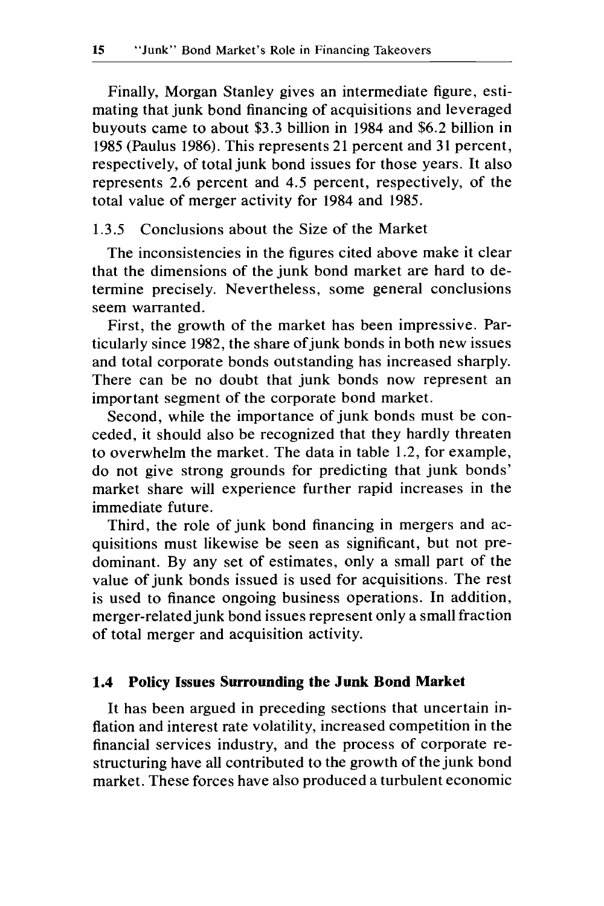Finally, Morgan Stanley gives an intermediate figure, estimating that junk bond financing of acquisitions and leveraged buyouts came to about $3.3 billion in 1984 and $6.2 billion in 1985 (Paulus 1986). This represents 21 percent and 31 percent, respectively, of total junk bond issues for those years. It also represents 2.6 percent and 4.5 percent, respectively, of the total value of merger activity for 1984 and 1985.

### 1.3.5 Conclusions about the Size of the Market

The inconsistencies in the figures cited above make it clear that the dimensions of the junk bond market are hard to determine precisely. Nevertheless, some general conclusions seem warranted.

First, the growth of the market has been impressive. Particularly since 1982, the share of junk bonds in both new issues and total corporate bonds outstanding has increased sharply. There can be no doubt that junk bonds now represent an important segment of the corporate bond market.

Second, while the importance of junk bonds must be conceded, it should also be recognized that they hardly threaten to overwhelm the market. The data in table 1.2, for example, do not give strong grounds for predicting that junk bonds' market share will experience further rapid increases in the immediate future.

Third, the role of junk bond financing in mergers and acquisitions must likewise be seen as significant, but not predominant. By any set of estimates, only a small part of the value of junk bonds issued is used for acquisitions. The rest is used to finance ongoing business operations. In addition, merger-related junk bond issues represent only a small fraction of total merger and acquisition activity.

## 1.4 Policy Issues Surrounding the Junk Bond Market

It has been argued in preceding sections that uncertain inflation and interest rate volatility, increased competition in the financial services industry, and the process of corporate restructuring have all contributed to the growth of the junk bond market. These forces have also produced a turbulent economic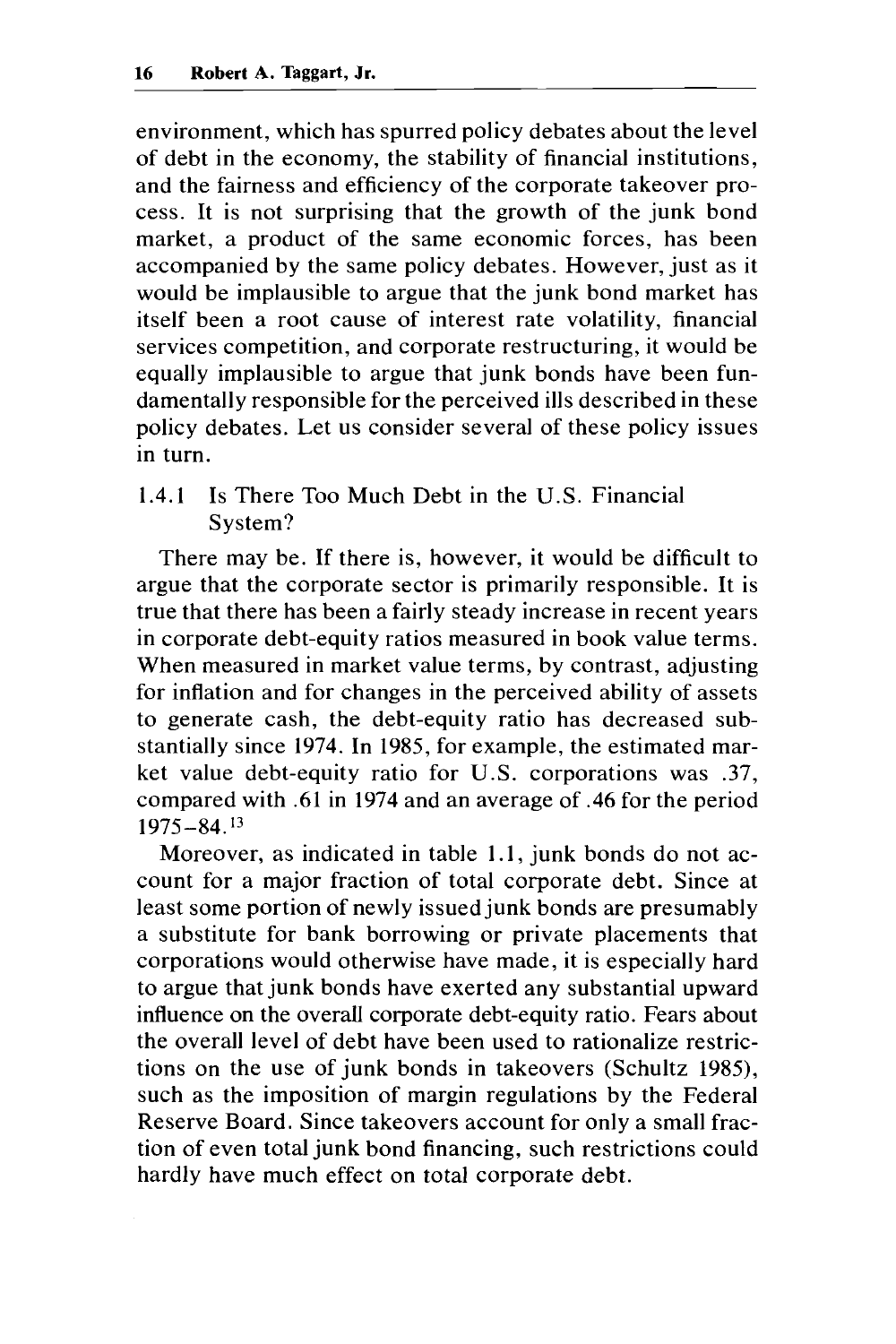environment, which has spurred policy debates about the level of debt in the economy, the stability of financial institutions, and the fairness and efficiency of the corporate takeover process. It is not surprising that the growth of the junk bond market, a product of the same economic forces, has been accompanied by the same policy debates. However, just as it would be implausible to argue that the junk bond market has itself been a root cause of interest rate volatility, financial services competition, and corporate restructuring, it would be equally implausible to argue that junk bonds have been fundamentally responsible for the perceived ills described in these policy debates. Let us consider several of these policy issues in turn.

### 1.4.1 Is There Too Much Debt in the U.S. Financial System?

There may be. If there is, however, it would be difficult to argue that the corporate sector is primarily responsible. It is true that there has been a fairly steady increase in recent years in corporate debt-equity ratios measured in book value terms. When measured in market value terms, by contrast, adjusting for inflation and for changes in the perceived ability of assets to generate cash, the debt-equity ratio has decreased substantially since 1974. In 1985, for example, the estimated market value debt-equity ratio for U.S. corporations was .37, compared with .61 in 1974 and an average of .46 for the period 1975–84.[13]

Moreover, as indicated in table 1.1, junk bonds do not account for a major fraction of total corporate debt. Since at least some portion of newly issued junk bonds are presumably a substitute for bank borrowing or private placements that corporations would otherwise have made, it is especially hard to argue that junk bonds have exerted any substantial upward influence on the overall corporate debt-equity ratio. Fears about the overall level of debt have been used to rationalize restrictions on the use of junk bonds in takeovers (Schultz 1985), such as the imposition of margin regulations by the Federal Reserve Board. Since takeovers account for only a small fraction of even total junk bond financing, such restrictions could hardly have much effect on total corporate debt.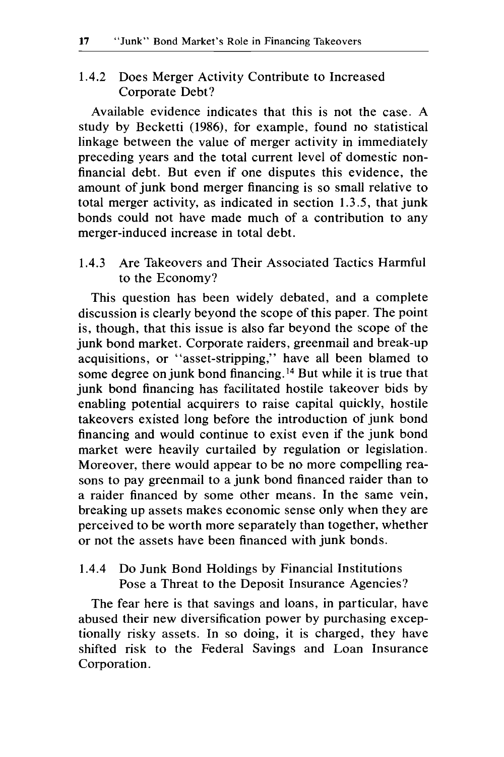### 1.4.2 Does Merger Activity Contribute to Increased Corporate Debt?

Available evidence indicates that this is not the case. A study by Becketti (1986), for example, found no statistical linkage between the value of merger activity in immediately preceding years and the total current level of domestic nonfinancial debt. But even if one disputes this evidence, the amount of junk bond merger financing is so small relative to total merger activity, as indicated in section 1.3.5, that junk bonds could not have made much of a contribution to any merger-induced increase in total debt.

### 1.4.3 Are Takeovers and Their Associated Tactics Harmful to the Economy?

This question has been widely debated, and a complete discussion is clearly beyond the scope of this paper. The point is, though, that this issue is also far beyond the scope of the junk bond market. Corporate raiders, greenmail and break-up acquisitions, or "asset-stripping," have all been blamed to some degree on junk bond financing.[14] But while it is true that junk bond financing has facilitated hostile takeover bids by enabling potential acquirers to raise capital quickly, hostile takeovers existed long before the introduction of junk bond financing and would continue to exist even if the junk bond market were heavily curtailed by regulation or legislation. Moreover, there would appear to be no more compelling reasons to pay greenmail to a junk bond financed raider than to a raider financed by some other means. In the same vein, breaking up assets makes economic sense only when they are perceived to be worth more separately than together, whether or not the assets have been financed with junk bonds.

### 1.4.4 Do Junk Bond Holdings by Financial Institutions Pose a Threat to the Deposit Insurance Agencies?

The fear here is that savings and loans, in particular, have abused their new diversification power by purchasing exceptionally risky assets. In so doing, it is charged, they have shifted risk to the Federal Savings and Loan Insurance Corporation.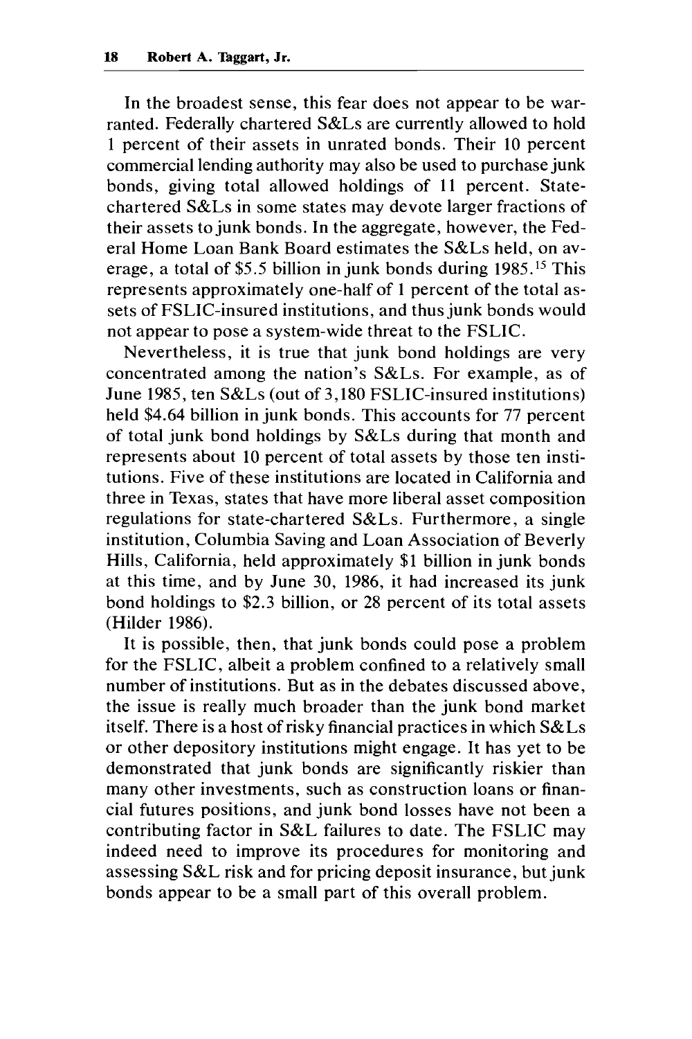In the broadest sense, this fear does not appear to be warranted. Federally chartered S&Ls are currently allowed to hold 1 percent of their assets in unrated bonds. Their 10 percent commercial lending authority may also be used to purchase junk bonds, giving total allowed holdings of 11 percent. State-chartered S&Ls in some states may devote larger fractions of their assets to junk bonds. In the aggregate, however, the Federal Home Loan Bank Board estimates the S&Ls held, on average, a total of $5.5 billion in junk bonds during 1985.[15] This represents approximately one-half of 1 percent of the total assets of FSLIC-insured institutions, and thus junk bonds would not appear to pose a system-wide threat to the FSLIC.

Nevertheless, it is true that junk bond holdings are very concentrated among the nation's S&Ls. For example, as of June 1985, ten S&Ls (out of 3,180 FSLIC-insured institutions) held $4.64 billion in junk bonds. This accounts for 77 percent of total junk bond holdings by S&Ls during that month and represents about 10 percent of total assets by those ten institutions. Five of these institutions are located in California and three in Texas, states that have more liberal asset composition regulations for state-chartered S&Ls. Furthermore, a single institution, Columbia Saving and Loan Association of Beverly Hills, California, held approximately $1 billion in junk bonds at this time, and by June 30, 1986, it had increased its junk bond holdings to $2.3 billion, or 28 percent of its total assets (Hilder 1986).

It is possible, then, that junk bonds could pose a problem for the FSLIC, albeit a problem confined to a relatively small number of institutions. But as in the debates discussed above, the issue is really much broader than the junk bond market itself. There is a host of risky financial practices in which S&Ls or other depository institutions might engage. It has yet to be demonstrated that junk bonds are significantly riskier than many other investments, such as construction loans or financial futures positions, and junk bond losses have not been a contributing factor in S&L failures to date. The FSLIC may indeed need to improve its procedures for monitoring and assessing S&L risk and for pricing deposit insurance, but junk bonds appear to be a small part of this overall problem.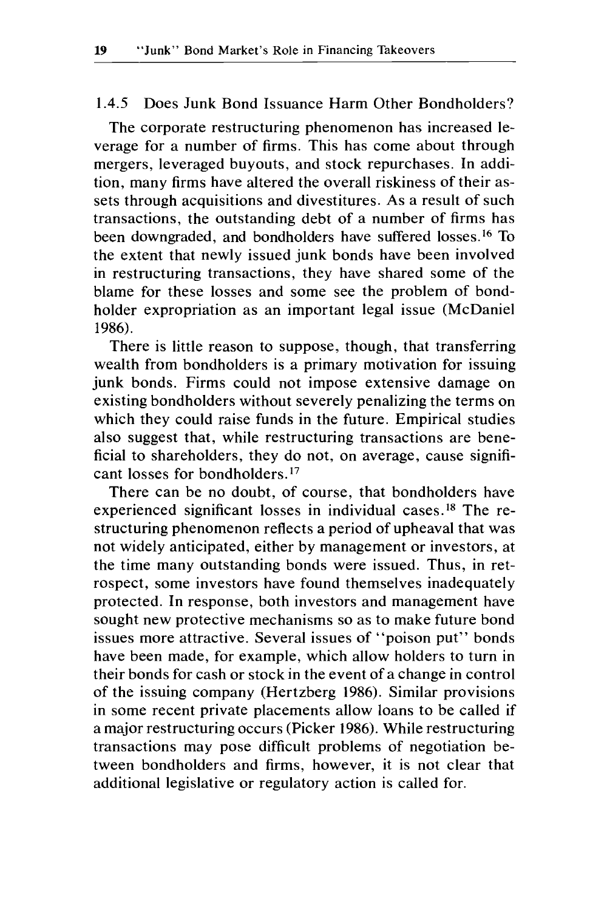### 1.4.5 Does Junk Bond Issuance Harm Other Bondholders?

The corporate restructuring phenomenon has increased leverage for a number of firms. This has come about through mergers, leveraged buyouts, and stock repurchases. In addition, many firms have altered the overall riskiness of their assets through acquisitions and divestitures. As a result of such transactions, the outstanding debt of a number of firms has been downgraded, and bondholders have suffered losses.[16] To the extent that newly issued junk bonds have been involved in restructuring transactions, they have shared some of the blame for these losses and some see the problem of bondholder expropriation as an important legal issue (McDaniel 1986).

There is little reason to suppose, though, that transferring wealth from bondholders is a primary motivation for issuing junk bonds. Firms could not impose extensive damage on existing bondholders without severely penalizing the terms on which they could raise funds in the future. Empirical studies also suggest that, while restructuring transactions are beneficial to shareholders, they do not, on average, cause significant losses for bondholders.[17]

There can be no doubt, of course, that bondholders have experienced significant losses in individual cases.[18] The restructuring phenomenon reflects a period of upheaval that was not widely anticipated, either by management or investors, at the time many outstanding bonds were issued. Thus, in retrospect, some investors have found themselves inadequately protected. In response, both investors and management have sought new protective mechanisms so as to make future bond issues more attractive. Several issues of "poison put" bonds have been made, for example, which allow holders to turn in their bonds for cash or stock in the event of a change in control of the issuing company (Hertzberg 1986). Similar provisions in some recent private placements allow loans to be called if a major restructuring occurs (Picker 1986). While restructuring transactions may pose difficult problems of negotiation between bondholders and firms, however, it is not clear that additional legislative or regulatory action is called for.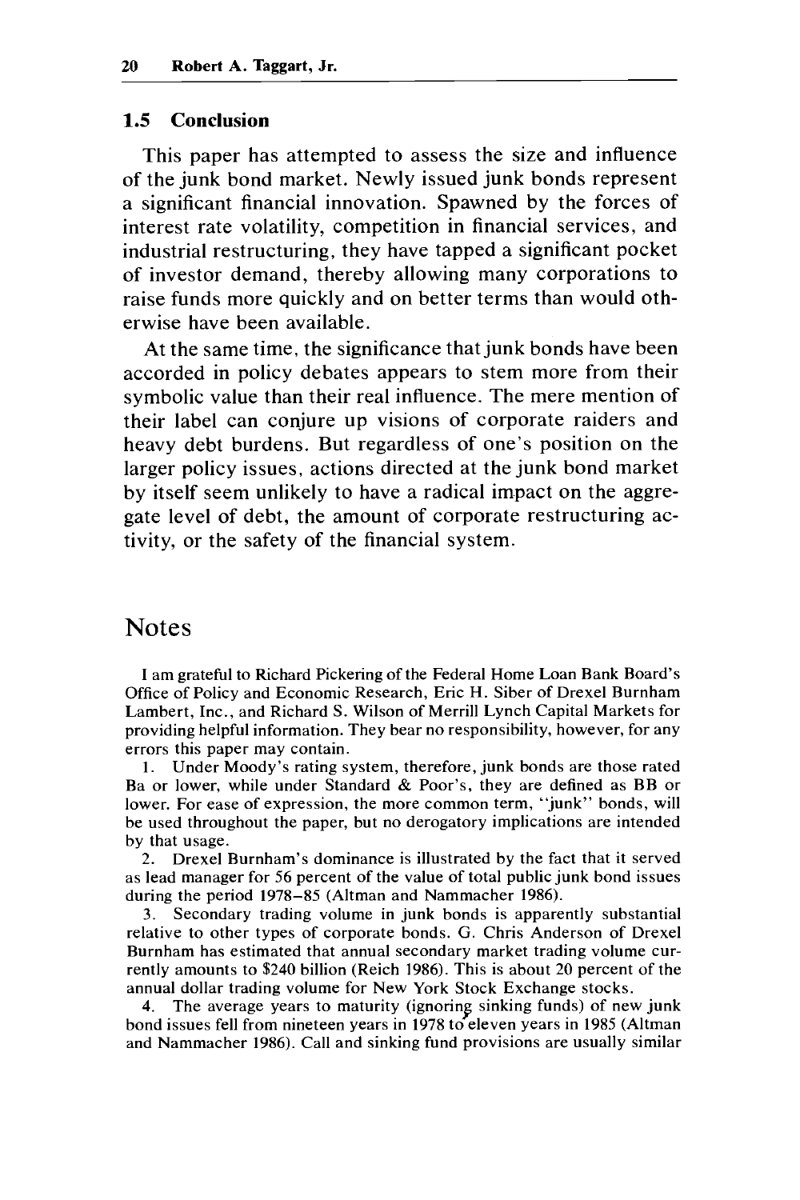## 1.5 Conclusion

This paper has attempted to assess the size and influence of the junk bond market. Newly issued junk bonds represent a significant financial innovation. Spawned by the forces of interest rate volatility, competition in financial services, and industrial restructuring, they have tapped a significant pocket of investor demand, thereby allowing many corporations to raise funds more quickly and on better terms than would otherwise have been available.

At the same time, the significance that junk bonds have been accorded in policy debates appears to stem more from their symbolic value than their real influence. The mere mention of their label can conjure up visions of corporate raiders and heavy debt burdens. But regardless of one's position on the larger policy issues, actions directed at the junk bond market by itself seem unlikely to have a radical impact on the aggregate level of debt, the amount of corporate restructuring activity, or the safety of the financial system.

# Notes

I am grateful to Richard Pickering of the Federal Home Loan Bank Board's Office of Policy and Economic Research, Eric H. Siber of Drexel Burnham Lambert, Inc., and Richard S. Wilson of Merrill Lynch Capital Markets for providing helpful information. They bear no responsibility, however, for any errors this paper may contain.

1. Under Moody's rating system, therefore, junk bonds are those rated Ba or lower, while under Standard & Poor's, they are defined as BB or lower. For ease of expression, the more common term, "junk" bonds, will be used throughout the paper, but no derogatory implications are intended by that usage.

2. Drexel Burnham's dominance is illustrated by the fact that it served as lead manager for 56 percent of the value of total public junk bond issues during the period 1978–85 (Altman and Nammacher 1986).

3. Secondary trading volume in junk bonds is apparently substantial relative to other types of corporate bonds. G. Chris Anderson of Drexel Burnham has estimated that annual secondary market trading volume currently amounts to $240 billion (Reich 1986). This is about 20 percent of the annual dollar trading volume for New York Stock Exchange stocks.

4. The average years to maturity (ignoring sinking funds) of new junk bond issues fell from nineteen years in 1978 to eleven years in 1985 (Altman and Nammacher 1986). Call and sinking fund provisions are usually similar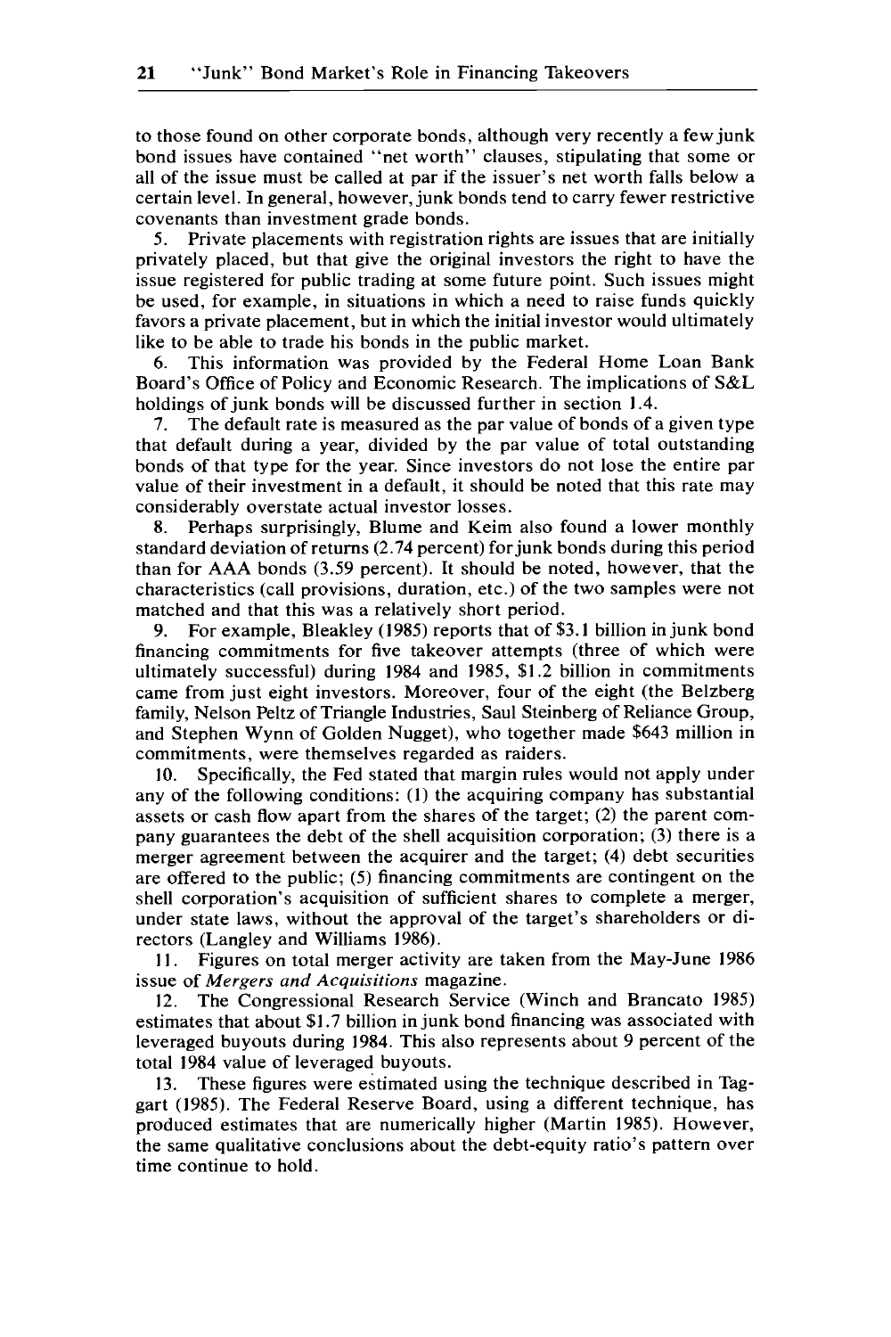to those found on other corporate bonds, although very recently a few junk bond issues have contained "net worth" clauses, stipulating that some or all of the issue must be called at par if the issuer's net worth falls below a certain level. In general, however, junk bonds tend to carry fewer restrictive covenants than investment grade bonds.

5. Private placements with registration rights are issues that are initially privately placed, but that give the original investors the right to have the issue registered for public trading at some future point. Such issues might be used, for example, in situations in which a need to raise funds quickly favors a private placement, but in which the initial investor would ultimately like to be able to trade his bonds in the public market.

6. This information was provided by the Federal Home Loan Bank Board's Office of Policy and Economic Research. The implications of S&L holdings of junk bonds will be discussed further in section 1.4.

7. The default rate is measured as the par value of bonds of a given type that default during a year, divided by the par value of total outstanding bonds of that type for the year. Since investors do not lose the entire par value of their investment in a default, it should be noted that this rate may considerably overstate actual investor losses.

8. Perhaps surprisingly, Blume and Keim also found a lower monthly standard deviation of returns (2.74 percent) for junk bonds during this period than for AAA bonds (3.59 percent). It should be noted, however, that the characteristics (call provisions, duration, etc.) of the two samples were not matched and that this was a relatively short period.

9. For example, Bleakley (1985) reports that of $3.1 billion in junk bond financing commitments for five takeover attempts (three of which were ultimately successful) during 1984 and 1985, $1.2 billion in commitments came from just eight investors. Moreover, four of the eight (the Belzberg family, Nelson Peltz of Triangle Industries, Saul Steinberg of Reliance Group, and Stephen Wynn of Golden Nugget), who together made $643 million in commitments, were themselves regarded as raiders.

10. Specifically, the Fed stated that margin rules would not apply under any of the following conditions: (1) the acquiring company has substantial assets or cash flow apart from the shares of the target; (2) the parent company guarantees the debt of the shell acquisition corporation; (3) there is a merger agreement between the acquirer and the target; (4) debt securities are offered to the public; (5) financing commitments are contingent on the shell corporation's acquisition of sufficient shares to complete a merger, under state laws, without the approval of the target's shareholders or directors (Langley and Williams 1986).

11. Figures on total merger activity are taken from the May-June 1986 issue of *Mergers and Acquisitions* magazine.

12. The Congressional Research Service (Winch and Brancato 1985) estimates that about $1.7 billion in junk bond financing was associated with leveraged buyouts during 1984. This also represents about 9 percent of the total 1984 value of leveraged buyouts.

13. These figures were estimated using the technique described in Taggart (1985). The Federal Reserve Board, using a different technique, has produced estimates that are numerically higher (Martin 1985). However, the same qualitative conclusions about the debt-equity ratio's pattern over time continue to hold.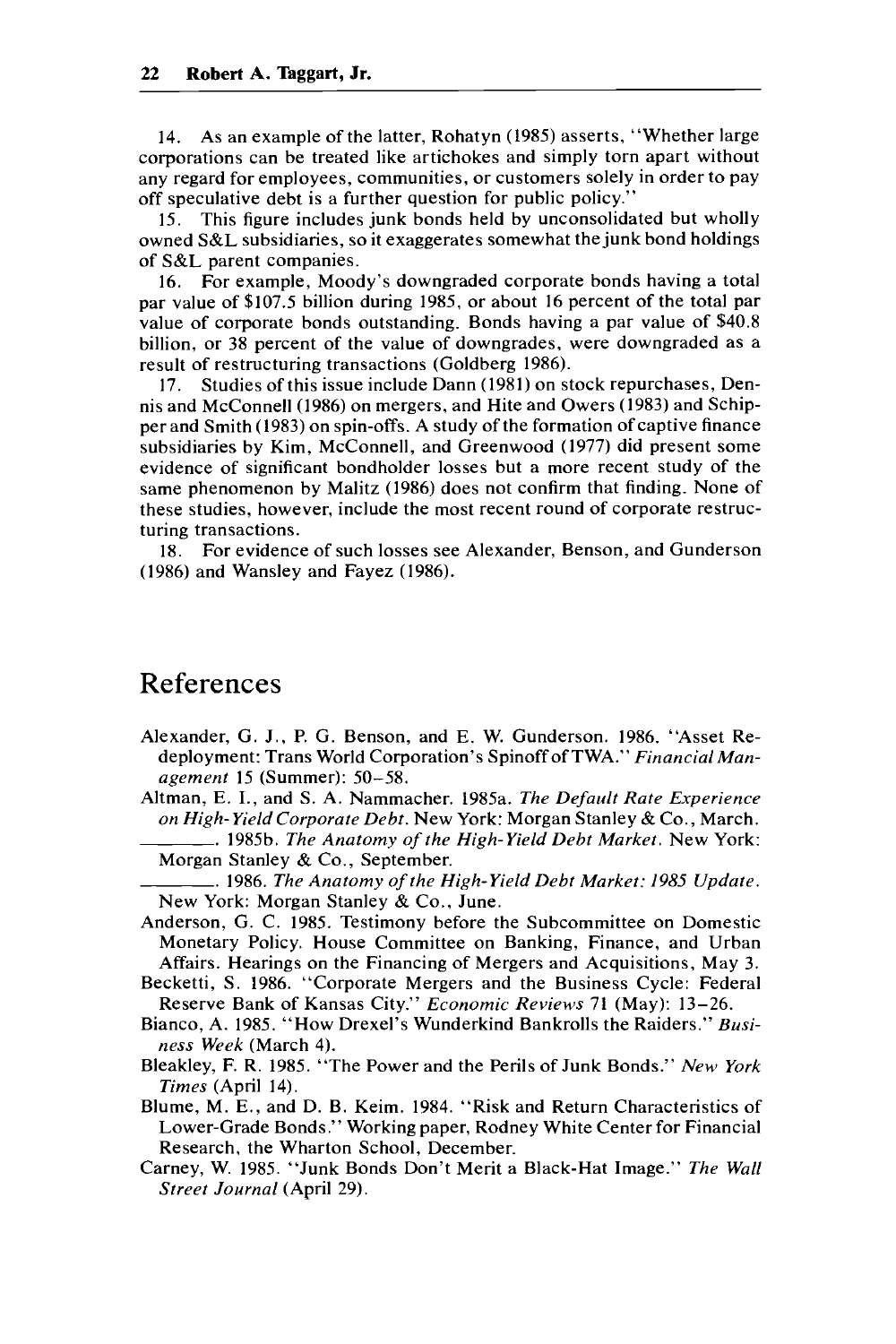14. As an example of the latter, Rohatyn (1985) asserts, "Whether large corporations can be treated like artichokes and simply torn apart without any regard for employees, communities, or customers solely in order to pay off speculative debt is a further question for public policy."

15. This figure includes junk bonds held by unconsolidated but wholly owned S&L subsidiaries, so it exaggerates somewhat the junk bond holdings of S&L parent companies.

16. For example, Moody's downgraded corporate bonds having a total par value of $107.5 billion during 1985, or about 16 percent of the total par value of corporate bonds outstanding. Bonds having a par value of $40.8 billion, or 38 percent of the value of downgrades, were downgraded as a result of restructuring transactions (Goldberg 1986).

17. Studies of this issue include Dann (1981) on stock repurchases, Dennis and McConnell (1986) on mergers, and Hite and Owers (1983) and Schipper and Smith (1983) on spin-offs. A study of the formation of captive finance subsidiaries by Kim, McConnell, and Greenwood (1977) did present some evidence of significant bondholder losses but a more recent study of the same phenomenon by Malitz (1986) does not confirm that finding. None of these studies, however, include the most recent round of corporate restructuring transactions.

18. For evidence of such losses see Alexander, Benson, and Gunderson (1986) and Wansley and Fayez (1986).

# References

Alexander, G. J., P. G. Benson, and E. W. Gunderson. 1986. "Asset Redeployment: Trans World Corporation's Spinoff of TWA." *Financial Management* 15 (Summer): 50–58.

Altman, E. I., and S. A. Nammacher. 1985a. *The Default Rate Experience on High-Yield Corporate Debt*. New York: Morgan Stanley & Co., March.

———. 1985b. *The Anatomy of the High-Yield Debt Market*. New York: Morgan Stanley & Co., September.

———. 1986. *The Anatomy of the High-Yield Debt Market: 1985 Update*. New York: Morgan Stanley & Co., June.

Anderson, G. C. 1985. Testimony before the Subcommittee on Domestic Monetary Policy. House Committee on Banking, Finance, and Urban Affairs. Hearings on the Financing of Mergers and Acquisitions, May 3.

Becketti, S. 1986. "Corporate Mergers and the Business Cycle: Federal Reserve Bank of Kansas City." *Economic Reviews* 71 (May): 13–26.

Bianco, A. 1985. "How Drexel's Wunderkind Bankrolls the Raiders." *Business Week* (March 4).

Bleakley, F. R. 1985. "The Power and the Perils of Junk Bonds." *New York Times* (April 14).

Blume, M. E., and D. B. Keim. 1984. "Risk and Return Characteristics of Lower-Grade Bonds." Working paper, Rodney White Center for Financial Research, the Wharton School, December.

Carney, W. 1985. "Junk Bonds Don't Merit a Black-Hat Image." *The Wall Street Journal* (April 29).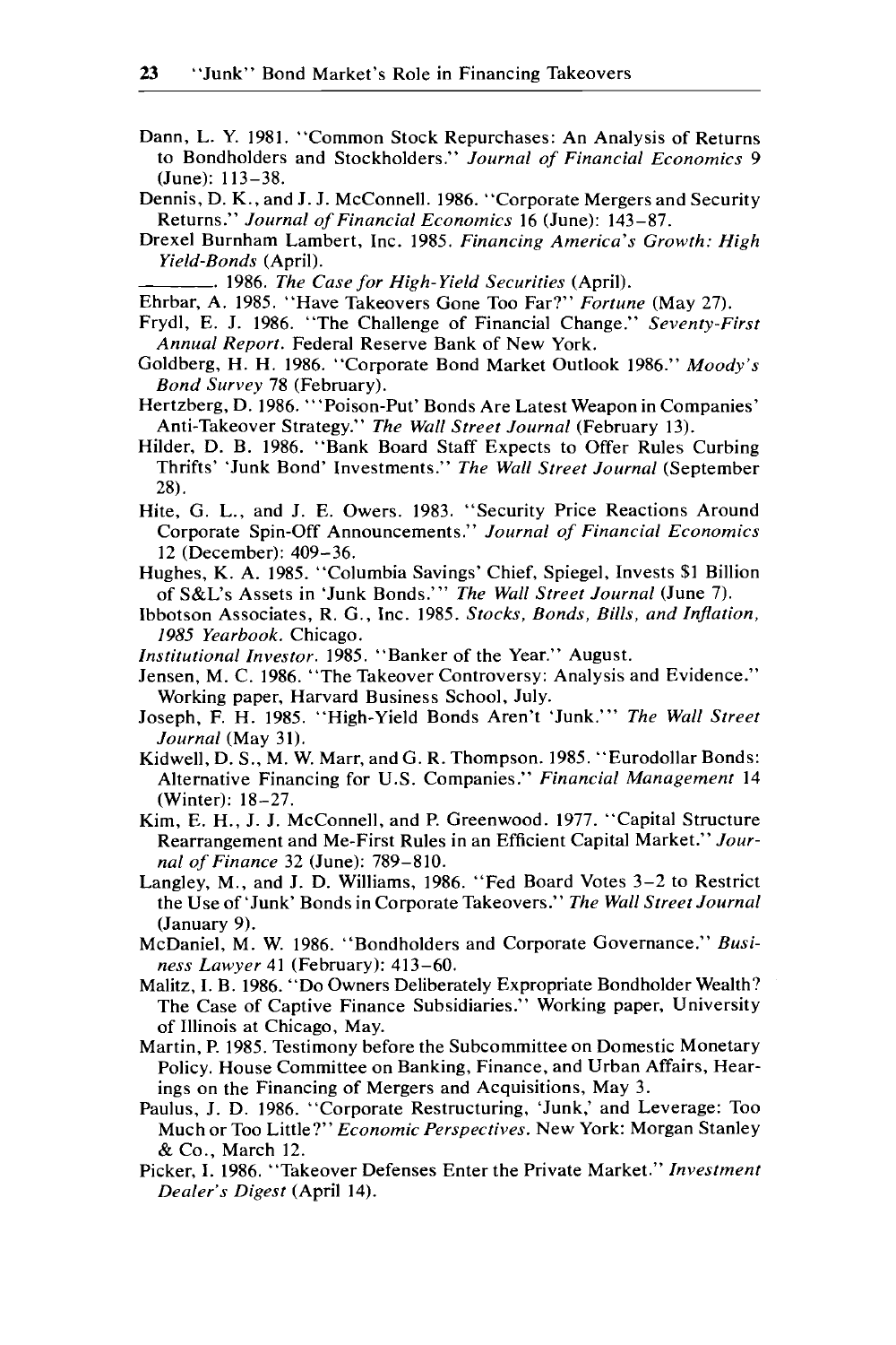Dann, L. Y. 1981. "Common Stock Repurchases: An Analysis of Returns to Bondholders and Stockholders." *Journal of Financial Economics* 9 (June): 113–38.

Dennis, D. K., and J. J. McConnell. 1986. "Corporate Mergers and Security Returns." *Journal of Financial Economics* 16 (June): 143–87.

Drexel Burnham Lambert, Inc. 1985. *Financing America's Growth: High Yield-Bonds* (April).

———. 1986. *The Case for High-Yield Securities* (April).

Ehrbar, A. 1985. "Have Takeovers Gone Too Far?" *Fortune* (May 27).

Frydl, E. J. 1986. "The Challenge of Financial Change." *Seventy-First Annual Report*. Federal Reserve Bank of New York.

Goldberg, H. H. 1986. "Corporate Bond Market Outlook 1986." *Moody's Bond Survey* 78 (February).

Hertzberg, D. 1986. "'Poison-Put' Bonds Are Latest Weapon in Companies' Anti-Takeover Strategy." *The Wall Street Journal* (February 13).

Hilder, D. B. 1986. "Bank Board Staff Expects to Offer Rules Curbing Thrifts' 'Junk Bond' Investments." *The Wall Street Journal* (September 28).

Hite, G. L., and J. E. Owers. 1983. "Security Price Reactions Around Corporate Spin-Off Announcements." *Journal of Financial Economics* 12 (December): 409–36.

Hughes, K. A. 1985. "Columbia Savings' Chief, Spiegel, Invests $1 Billion of S&L's Assets in 'Junk Bonds.'" *The Wall Street Journal* (June 7).

Ibbotson Associates, R. G., Inc. 1985. *Stocks, Bonds, Bills, and Inflation, 1985 Yearbook*. Chicago.

*Institutional Investor*. 1985. "Banker of the Year." August.

Jensen, M. C. 1986. "The Takeover Controversy: Analysis and Evidence." Working paper, Harvard Business School, July.

Joseph, F. H. 1985. "High-Yield Bonds Aren't 'Junk.'" *The Wall Street Journal* (May 31).

Kidwell, D. S., M. W. Marr, and G. R. Thompson. 1985. "Eurodollar Bonds: Alternative Financing for U.S. Companies." *Financial Management* 14 (Winter): 18–27.

Kim, E. H., J. J. McConnell, and P. Greenwood. 1977. "Capital Structure Rearrangement and Me-First Rules in an Efficient Capital Market." *Journal of Finance* 32 (June): 789–810.

Langley, M., and J. D. Williams, 1986. "Fed Board Votes 3–2 to Restrict the Use of 'Junk' Bonds in Corporate Takeovers." *The Wall Street Journal* (January 9).

McDaniel, M. W. 1986. "Bondholders and Corporate Governance." *Business Lawyer* 41 (February): 413–60.

Malitz, I. B. 1986. "Do Owners Deliberately Expropriate Bondholder Wealth? The Case of Captive Finance Subsidiaries." Working paper, University of Illinois at Chicago, May.

Martin, P. 1985. Testimony before the Subcommittee on Domestic Monetary Policy. House Committee on Banking, Finance, and Urban Affairs, Hearings on the Financing of Mergers and Acquisitions, May 3.

Paulus, J. D. 1986. "Corporate Restructuring, 'Junk,' and Leverage: Too Much or Too Little?" *Economic Perspectives*. New York: Morgan Stanley & Co., March 12.

Picker, I. 1986. "Takeover Defenses Enter the Private Market." *Investment Dealer's Digest* (April 14).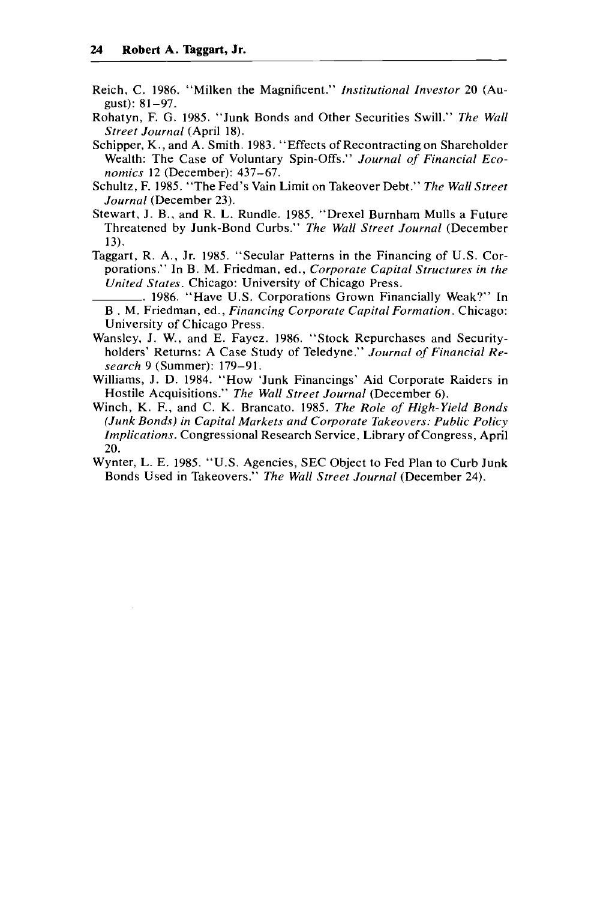Reich, C. 1986. "Milken the Magnificent." *Institutional Investor* 20 (August): 81–97.

Rohatyn, F. G. 1985. "Junk Bonds and Other Securities Swill." *The Wall Street Journal* (April 18).

Schipper, K., and A. Smith. 1983. "Effects of Recontracting on Shareholder Wealth: The Case of Voluntary Spin-Offs." *Journal of Financial Economics* 12 (December): 437–67.

Schultz, F. 1985. "The Fed's Vain Limit on Takeover Debt." *The Wall Street Journal* (December 23).

Stewart, J. B., and R. L. Rundle. 1985. "Drexel Burnham Mulls a Future Threatened by Junk-Bond Curbs." *The Wall Street Journal* (December 13).

Taggart, R. A., Jr. 1985. "Secular Patterns in the Financing of U.S. Corporations." In B. M. Friedman, ed., *Corporate Capital Structures in the United States*. Chicago: University of Chicago Press.

———. 1986. "Have U.S. Corporations Grown Financially Weak?" In B . M. Friedman, ed., *Financing Corporate Capital Formation*. Chicago: University of Chicago Press.

Wansley, J. W., and E. Fayez. 1986. "Stock Repurchases and Security-holders' Returns: A Case Study of Teledyne." *Journal of Financial Research* 9 (Summer): 179–91.

Williams, J. D. 1984. "How 'Junk Financings' Aid Corporate Raiders in Hostile Acquisitions." *The Wall Street Journal* (December 6).

Winch, K. F., and C. K. Brancato. 1985. *The Role of High-Yield Bonds (Junk Bonds) in Capital Markets and Corporate Takeovers: Public Policy Implications*. Congressional Research Service, Library of Congress, April 20.

Wynter, L. E. 1985. "U.S. Agencies, SEC Object to Fed Plan to Curb Junk Bonds Used in Takeovers." *The Wall Street Journal* (December 24).